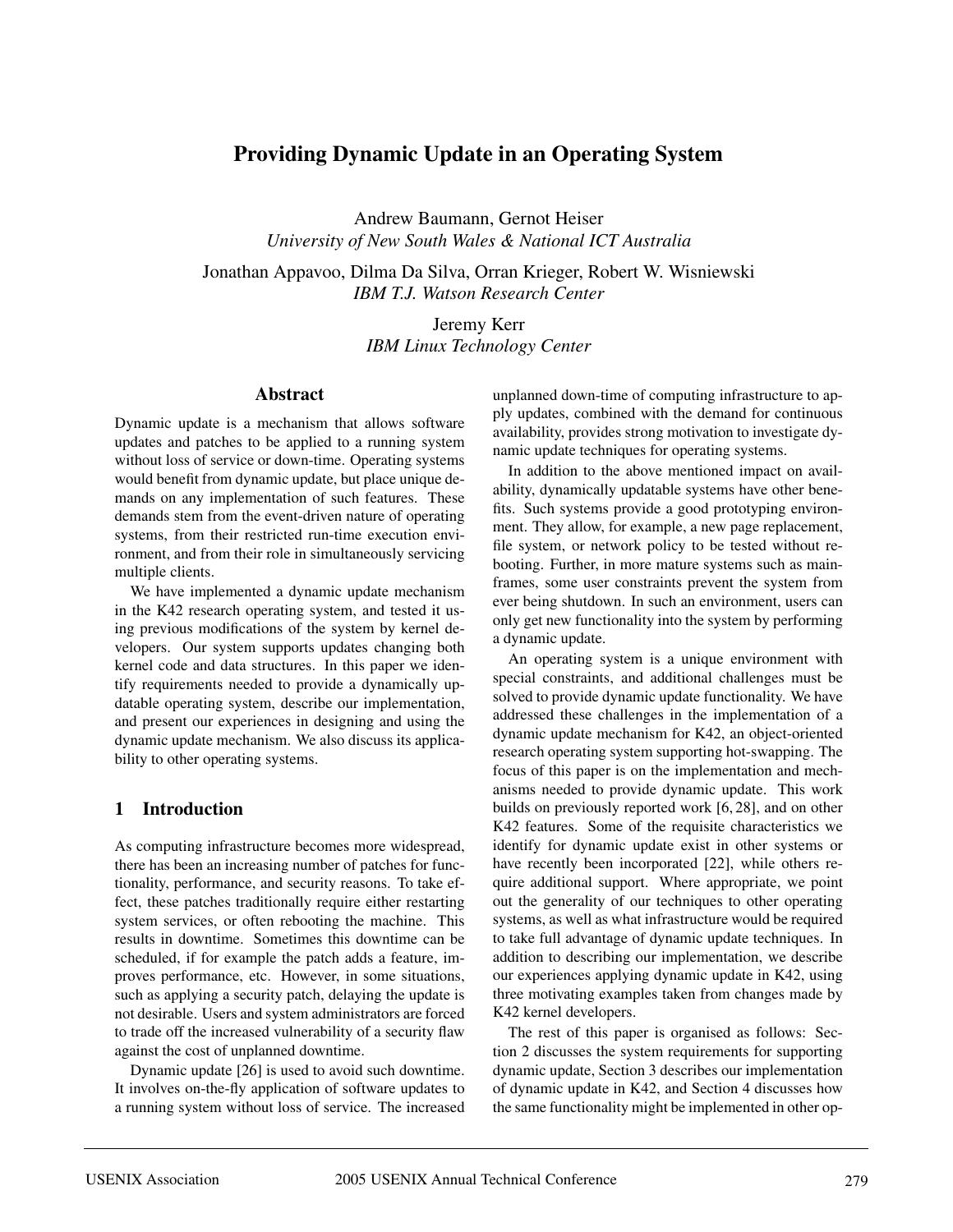# Providing Dynamic Update in an Operating System

Andrew Baumann, Gernot Heiser
*University of New South Wales & National ICT Australia*

Jonathan Appavoo, Dilma Da Silva, Orran Krieger, Robert W. Wisniewski
*IBM T.J. Watson Research Center*

Jeremy Kerr
*IBM Linux Technology Center*

## Abstract

Dynamic update is a mechanism that allows software updates and patches to be applied to a running system without loss of service or down-time. Operating systems would benefit from dynamic update, but place unique demands on any implementation of such features. These demands stem from the event-driven nature of operating systems, from their restricted run-time execution environment, and from their role in simultaneously servicing multiple clients.

We have implemented a dynamic update mechanism in the K42 research operating system, and tested it using previous modifications of the system by kernel developers. Our system supports updates changing both kernel code and data structures. In this paper we identify requirements needed to provide a dynamically updatable operating system, describe our implementation, and present our experiences in designing and using the dynamic update mechanism. We also discuss its applicability to other operating systems.

## 1 Introduction

As computing infrastructure becomes more widespread, there has been an increasing number of patches for functionality, performance, and security reasons. To take effect, these patches traditionally require either restarting system services, or often rebooting the machine. This results in downtime. Sometimes this downtime can be scheduled, if for example the patch adds a feature, improves performance, etc. However, in some situations, such as applying a security patch, delaying the update is not desirable. Users and system administrators are forced to trade off the increased vulnerability of a security flaw against the cost of unplanned downtime.

Dynamic update [26] is used to avoid such downtime. It involves on-the-fly application of software updates to a running system without loss of service. The increased unplanned down-time of computing infrastructure to apply updates, combined with the demand for continuous availability, provides strong motivation to investigate dynamic update techniques for operating systems.

In addition to the above mentioned impact on availability, dynamically updatable systems have other benefits. Such systems provide a good prototyping environment. They allow, for example, a new page replacement, file system, or network policy to be tested without rebooting. Further, in more mature systems such as mainframes, some user constraints prevent the system from ever being shutdown. In such an environment, users can only get new functionality into the system by performing a dynamic update.

An operating system is a unique environment with special constraints, and additional challenges must be solved to provide dynamic update functionality. We have addressed these challenges in the implementation of a dynamic update mechanism for K42, an object-oriented research operating system supporting hot-swapping. The focus of this paper is on the implementation and mechanisms needed to provide dynamic update. This work builds on previously reported work [6, 28], and on other K42 features. Some of the requisite characteristics we identify for dynamic update exist in other systems or have recently been incorporated [22], while others require additional support. Where appropriate, we point out the generality of our techniques to other operating systems, as well as what infrastructure would be required to take full advantage of dynamic update techniques. In addition to describing our implementation, we describe our experiences applying dynamic update in K42, using three motivating examples taken from changes made by K42 kernel developers.

The rest of this paper is organised as follows: Section 2 discusses the system requirements for supporting dynamic update, Section 3 describes our implementation of dynamic update in K42, and Section 4 discusses how the same functionality might be implemented in other op-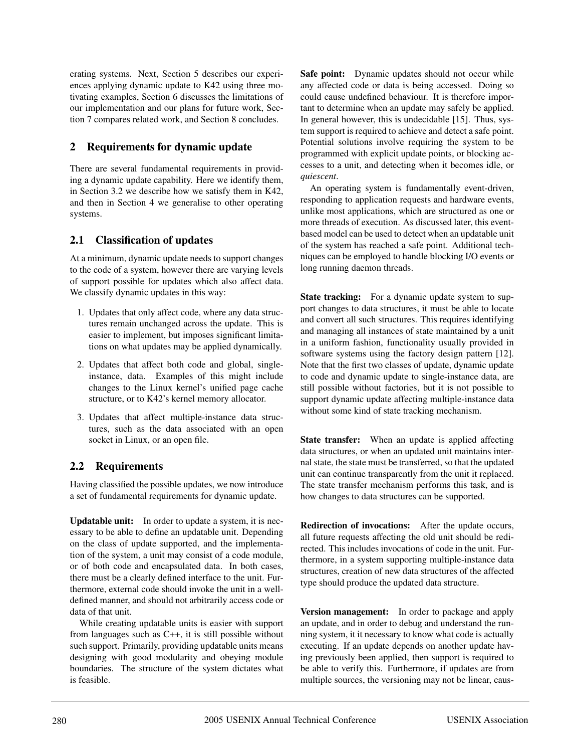erating systems. Next, Section 5 describes our experiences applying dynamic update to K42 using three motivating examples, Section 6 discusses the limitations of our implementation and our plans for future work, Section 7 compares related work, and Section 8 concludes.

## 2 Requirements for dynamic update

There are several fundamental requirements in providing a dynamic update capability. Here we identify them, in Section 3.2 we describe how we satisfy them in K42, and then in Section 4 we generalise to other operating systems.

### 2.1 Classification of updates

At a minimum, dynamic update needs to support changes to the code of a system, however there are varying levels of support possible for updates which also affect data. We classify dynamic updates in this way:

1. Updates that only affect code, where any data structures remain unchanged across the update. This is easier to implement, but imposes significant limitations on what updates may be applied dynamically.
2. Updates that affect both code and global, single-instance, data. Examples of this might include changes to the Linux kernel's unified page cache structure, or to K42's kernel memory allocator.
3. Updates that affect multiple-instance data structures, such as the data associated with an open socket in Linux, or an open file.

### 2.2 Requirements

Having classified the possible updates, we now introduce a set of fundamental requirements for dynamic update.

**Updatable unit:** In order to update a system, it is necessary to be able to define an updatable unit. Depending on the class of update supported, and the implementation of the system, a unit may consist of a code module, or of both code and encapsulated data. In both cases, there must be a clearly defined interface to the unit. Furthermore, external code should invoke the unit in a well-defined manner, and should not arbitrarily access code or data of that unit.

While creating updatable units is easier with support from languages such as C++, it is still possible without such support. Primarily, providing updatable units means designing with good modularity and obeying module boundaries. The structure of the system dictates what is feasible.

**Safe point:** Dynamic updates should not occur while any affected code or data is being accessed. Doing so could cause undefined behaviour. It is therefore important to determine when an update may safely be applied. In general however, this is undecidable [15]. Thus, system support is required to achieve and detect a safe point. Potential solutions involve requiring the system to be programmed with explicit update points, or blocking accesses to a unit, and detecting when it becomes idle, or *quiescent*.

An operating system is fundamentally event-driven, responding to application requests and hardware events, unlike most applications, which are structured as one or more threads of execution. As discussed later, this event-based model can be used to detect when an updatable unit of the system has reached a safe point. Additional techniques can be employed to handle blocking I/O events or long running daemon threads.

**State tracking:** For a dynamic update system to support changes to data structures, it must be able to locate and convert all such structures. This requires identifying and managing all instances of state maintained by a unit in a uniform fashion, functionality usually provided in software systems using the factory design pattern [12]. Note that the first two classes of update, dynamic update to code and dynamic update to single-instance data, are still possible without factories, but it is not possible to support dynamic update affecting multiple-instance data without some kind of state tracking mechanism.

**State transfer:** When an update is applied affecting data structures, or when an updated unit maintains internal state, the state must be transferred, so that the updated unit can continue transparently from the unit it replaced. The state transfer mechanism performs this task, and is how changes to data structures can be supported.

**Redirection of invocations:** After the update occurs, all future requests affecting the old unit should be redirected. This includes invocations of code in the unit. Furthermore, in a system supporting multiple-instance data structures, creation of new data structures of the affected type should produce the updated data structure.

**Version management:** In order to package and apply an update, and in order to debug and understand the running system, it it necessary to know what code is actually executing. If an update depends on another update having previously been applied, then support is required to be able to verify this. Furthermore, if updates are from multiple sources, the versioning may not be linear, caus-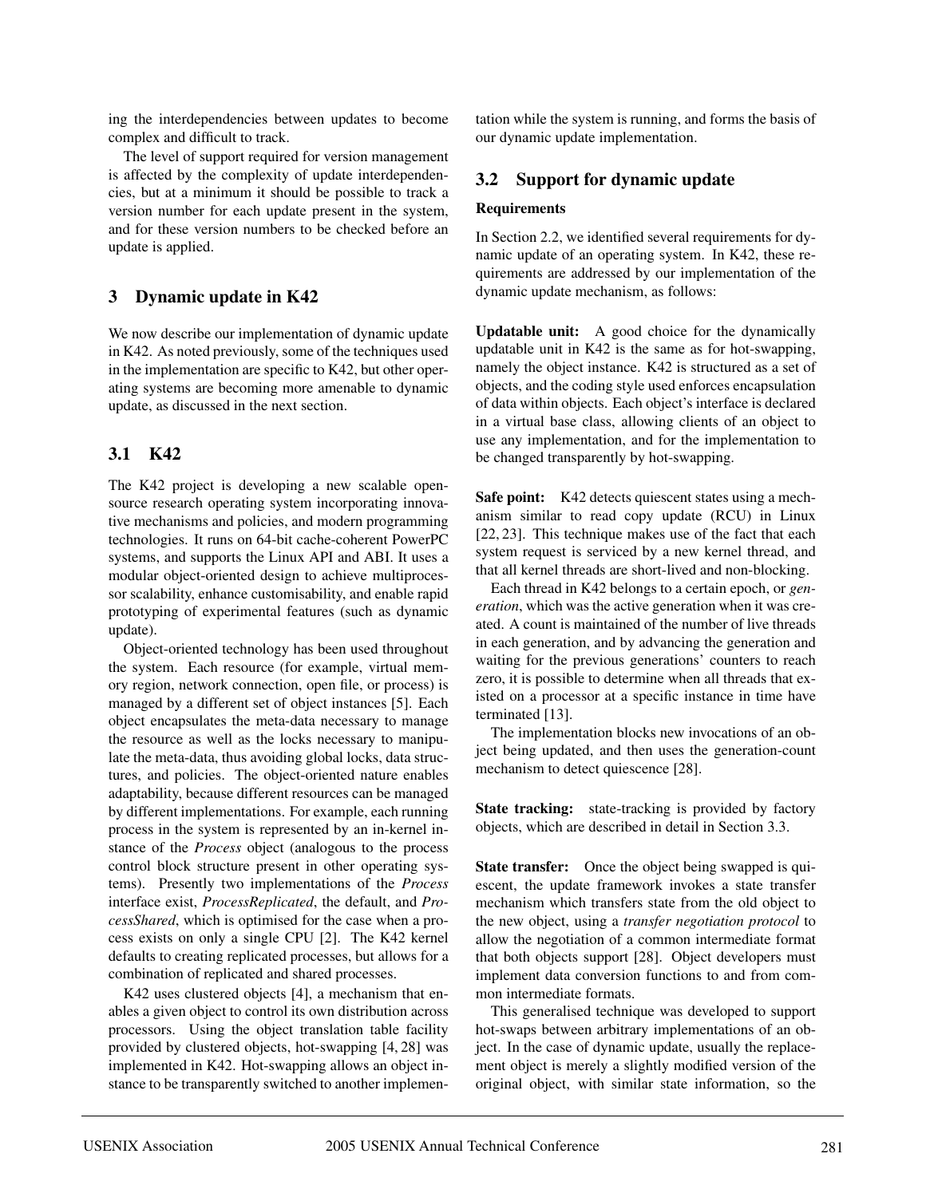ing the interdependencies between updates to become complex and difficult to track.

The level of support required for version management is affected by the complexity of update interdependencies, but at a minimum it should be possible to track a version number for each update present in the system, and for these version numbers to be checked before an update is applied.

## 3 Dynamic update in K42

We now describe our implementation of dynamic update in K42. As noted previously, some of the techniques used in the implementation are specific to K42, but other operating systems are becoming more amenable to dynamic update, as discussed in the next section.

### 3.1 K42

The K42 project is developing a new scalable open-source research operating system incorporating innovative mechanisms and policies, and modern programming technologies. It runs on 64-bit cache-coherent PowerPC systems, and supports the Linux API and ABI. It uses a modular object-oriented design to achieve multiprocessor scalability, enhance customisability, and enable rapid prototyping of experimental features (such as dynamic update).

Object-oriented technology has been used throughout the system. Each resource (for example, virtual memory region, network connection, open file, or process) is managed by a different set of object instances [5]. Each object encapsulates the meta-data necessary to manage the resource as well as the locks necessary to manipulate the meta-data, thus avoiding global locks, data structures, and policies. The object-oriented nature enables adaptability, because different resources can be managed by different implementations. For example, each running process in the system is represented by an in-kernel instance of the *Process* object (analogous to the process control block structure present in other operating systems). Presently two implementations of the *Process* interface exist, *ProcessReplicated*, the default, and *ProcessShared*, which is optimised for the case when a process exists on only a single CPU [2]. The K42 kernel defaults to creating replicated processes, but allows for a combination of replicated and shared processes.

K42 uses clustered objects [4], a mechanism that enables a given object to control its own distribution across processors. Using the object translation table facility provided by clustered objects, hot-swapping [4, 28] was implemented in K42. Hot-swapping allows an object instance to be transparently switched to another implementation while the system is running, and forms the basis of our dynamic update implementation.

### 3.2 Support for dynamic update

**Requirements**

In Section 2.2, we identified several requirements for dynamic update of an operating system. In K42, these requirements are addressed by our implementation of the dynamic update mechanism, as follows:

**Updatable unit:** A good choice for the dynamically updatable unit in K42 is the same as for hot-swapping, namely the object instance. K42 is structured as a set of objects, and the coding style used enforces encapsulation of data within objects. Each object's interface is declared in a virtual base class, allowing clients of an object to use any implementation, and for the implementation to be changed transparently by hot-swapping.

**Safe point:** K42 detects quiescent states using a mechanism similar to read copy update (RCU) in Linux [22, 23]. This technique makes use of the fact that each system request is serviced by a new kernel thread, and that all kernel threads are short-lived and non-blocking.

Each thread in K42 belongs to a certain epoch, or *generation*, which was the active generation when it was created. A count is maintained of the number of live threads in each generation, and by advancing the generation and waiting for the previous generations' counters to reach zero, it is possible to determine when all threads that existed on a processor at a specific instance in time have terminated [13].

The implementation blocks new invocations of an object being updated, and then uses the generation-count mechanism to detect quiescence [28].

**State tracking:** state-tracking is provided by factory objects, which are described in detail in Section 3.3.

**State transfer:** Once the object being swapped is quiescent, the update framework invokes a state transfer mechanism which transfers state from the old object to the new object, using a *transfer negotiation protocol* to allow the negotiation of a common intermediate format that both objects support [28]. Object developers must implement data conversion functions to and from common intermediate formats.

This generalised technique was developed to support hot-swaps between arbitrary implementations of an object. In the case of dynamic update, usually the replacement object is merely a slightly modified version of the original object, with similar state information, so the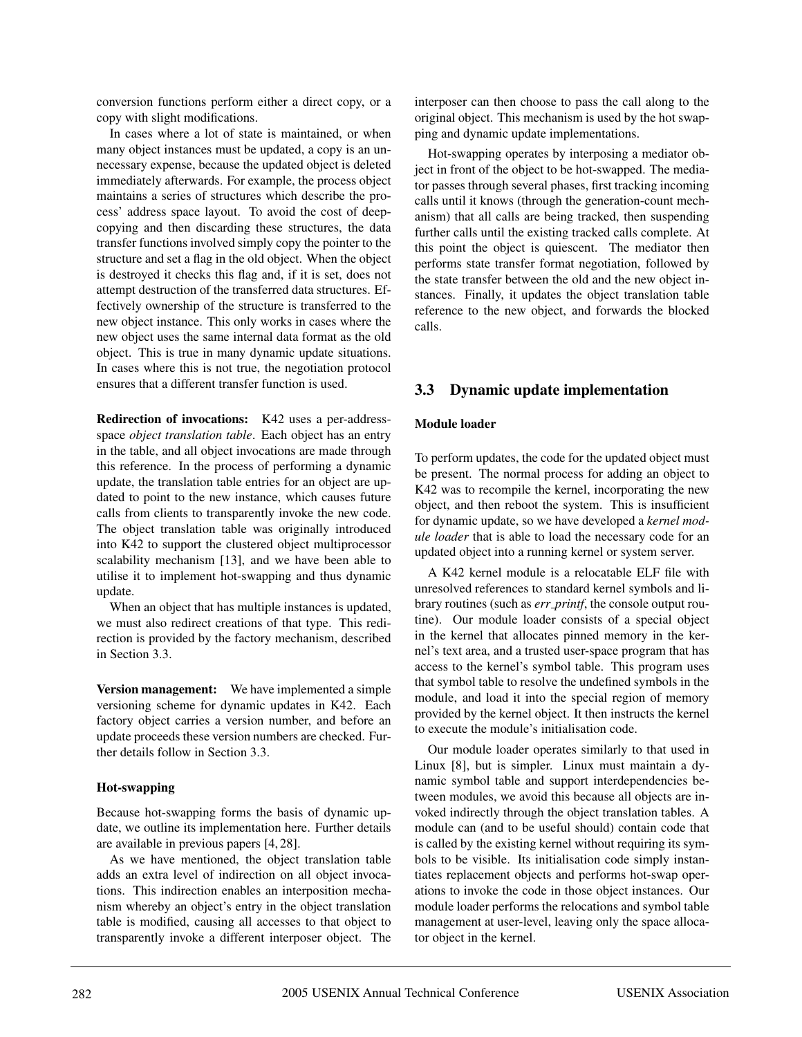conversion functions perform either a direct copy, or a copy with slight modifications.

In cases where a lot of state is maintained, or when many object instances must be updated, a copy is an unnecessary expense, because the updated object is deleted immediately afterwards. For example, the process object maintains a series of structures which describe the process' address space layout. To avoid the cost of deep-copying and then discarding these structures, the data transfer functions involved simply copy the pointer to the structure and set a flag in the old object. When the object is destroyed it checks this flag and, if it is set, does not attempt destruction of the transferred data structures. Effectively ownership of the structure is transferred to the new object instance. This only works in cases where the new object uses the same internal data format as the old object. This is true in many dynamic update situations. In cases where this is not true, the negotiation protocol ensures that a different transfer function is used.

**Redirection of invocations:** K42 uses a per-address-space *object translation table*. Each object has an entry in the table, and all object invocations are made through this reference. In the process of performing a dynamic update, the translation table entries for an object are updated to point to the new instance, which causes future calls from clients to transparently invoke the new code. The object translation table was originally introduced into K42 to support the clustered object multiprocessor scalability mechanism [13], and we have been able to utilise it to implement hot-swapping and thus dynamic update.

When an object that has multiple instances is updated, we must also redirect creations of that type. This redirection is provided by the factory mechanism, described in Section 3.3.

**Version management:** We have implemented a simple versioning scheme for dynamic updates in K42. Each factory object carries a version number, and before an update proceeds these version numbers are checked. Further details follow in Section 3.3.

#### Hot-swapping

Because hot-swapping forms the basis of dynamic update, we outline its implementation here. Further details are available in previous papers [4, 28].

As we have mentioned, the object translation table adds an extra level of indirection on all object invocations. This indirection enables an interposition mechanism whereby an object's entry in the object translation table is modified, causing all accesses to that object to transparently invoke a different interposer object. The interposer can then choose to pass the call along to the original object. This mechanism is used by the hot swapping and dynamic update implementations.

Hot-swapping operates by interposing a mediator object in front of the object to be hot-swapped. The mediator passes through several phases, first tracking incoming calls until it knows (through the generation-count mechanism) that all calls are being tracked, then suspending further calls until the existing tracked calls complete. At this point the object is quiescent. The mediator then performs state transfer format negotiation, followed by the state transfer between the old and the new object instances. Finally, it updates the object translation table reference to the new object, and forwards the blocked calls.

## 3.3 Dynamic update implementation

#### Module loader

To perform updates, the code for the updated object must be present. The normal process for adding an object to K42 was to recompile the kernel, incorporating the new object, and then reboot the system. This is insufficient for dynamic update, so we have developed a *kernel module loader* that is able to load the necessary code for an updated object into a running kernel or system server.

A K42 kernel module is a relocatable ELF file with unresolved references to standard kernel symbols and library routines (such as *err_printf*, the console output routine). Our module loader consists of a special object in the kernel that allocates pinned memory in the kernel's text area, and a trusted user-space program that has access to the kernel's symbol table. This program uses that symbol table to resolve the undefined symbols in the module, and load it into the special region of memory provided by the kernel object. It then instructs the kernel to execute the module's initialisation code.

Our module loader operates similarly to that used in Linux [8], but is simpler. Linux must maintain a dynamic symbol table and support interdependencies between modules, we avoid this because all objects are invoked indirectly through the object translation tables. A module can (and to be useful should) contain code that is called by the existing kernel without requiring its symbols to be visible. Its initialisation code simply instantiates replacement objects and performs hot-swap operations to invoke the code in those object instances. Our module loader performs the relocations and symbol table management at user-level, leaving only the space allocator object in the kernel.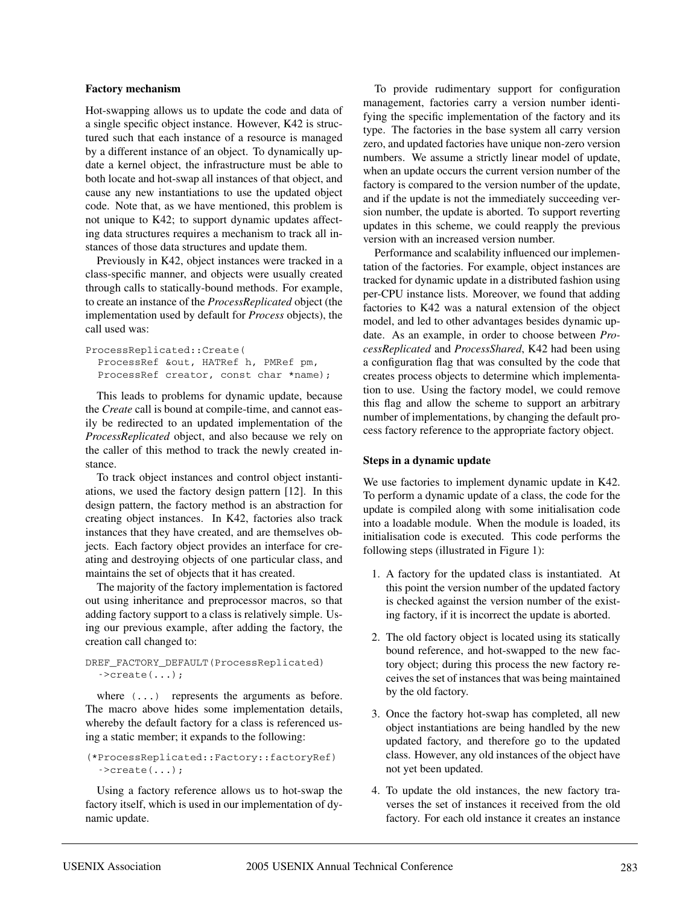### Factory mechanism

Hot-swapping allows us to update the code and data of a single specific object instance. However, K42 is structured such that each instance of a resource is managed by a different instance of an object. To dynamically update a kernel object, the infrastructure must be able to both locate and hot-swap all instances of that object, and cause any new instantiations to use the updated object code. Note that, as we have mentioned, this problem is not unique to K42; to support dynamic updates affecting data structures requires a mechanism to track all instances of those data structures and update them.

Previously in K42, object instances were tracked in a class-specific manner, and objects were usually created through calls to statically-bound methods. For example, to create an instance of the *ProcessReplicated* object (the implementation used by default for *Process* objects), the call used was:

```
ProcessReplicated::Create(
  ProcessRef &out, HATRef h, PMRef pm,
  ProcessRef creator, const char *name);
```

This leads to problems for dynamic update, because the *Create* call is bound at compile-time, and cannot easily be redirected to an updated implementation of the *ProcessReplicated* object, and also because we rely on the caller of this method to track the newly created instance.

To track object instances and control object instantiations, we used the factory design pattern [12]. In this design pattern, the factory method is an abstraction for creating object instances. In K42, factories also track instances that they have created, and are themselves objects. Each factory object provides an interface for creating and destroying objects of one particular class, and maintains the set of objects that it has created.

The majority of the factory implementation is factored out using inheritance and preprocessor macros, so that adding factory support to a class is relatively simple. Using our previous example, after adding the factory, the creation call changed to:

```
DREF_FACTORY_DEFAULT(ProcessReplicated)
  ->create(...);
```

where `(...)` represents the arguments as before. The macro above hides some implementation details, whereby the default factory for a class is referenced using a static member; it expands to the following:

```
(*ProcessReplicated::Factory::factoryRef)
  ->create(...);
```

Using a factory reference allows us to hot-swap the factory itself, which is used in our implementation of dynamic update.

To provide rudimentary support for configuration management, factories carry a version number identifying the specific implementation of the factory and its type. The factories in the base system all carry version zero, and updated factories have unique non-zero version numbers. We assume a strictly linear model of update, when an update occurs the current version number of the factory is compared to the version number of the update, and if the update is not the immediately succeeding version number, the update is aborted. To support reverting updates in this scheme, we could reapply the previous version with an increased version number.

Performance and scalability influenced our implementation of the factories. For example, object instances are tracked for dynamic update in a distributed fashion using per-CPU instance lists. Moreover, we found that adding factories to K42 was a natural extension of the object model, and led to other advantages besides dynamic update. As an example, in order to choose between *ProcessReplicated* and *ProcessShared*, K42 had been using a configuration flag that was consulted by the code that creates process objects to determine which implementation to use. Using the factory model, we could remove this flag and allow the scheme to support an arbitrary number of implementations, by changing the default process factory reference to the appropriate factory object.

### Steps in a dynamic update

We use factories to implement dynamic update in K42. To perform a dynamic update of a class, the code for the update is compiled along with some initialisation code into a loadable module. When the module is loaded, its initialisation code is executed. This code performs the following steps (illustrated in Figure 1):

1. A factory for the updated class is instantiated. At this point the version number of the updated factory is checked against the version number of the existing factory, if it is incorrect the update is aborted.

2. The old factory object is located using its statically bound reference, and hot-swapped to the new factory object; during this process the new factory receives the set of instances that was being maintained by the old factory.

3. Once the factory hot-swap has completed, all new object instantiations are being handled by the new updated factory, and therefore go to the updated class. However, any old instances of the object have not yet been updated.

4. To update the old instances, the new factory traverses the set of instances it received from the old factory. For each old instance it creates an instance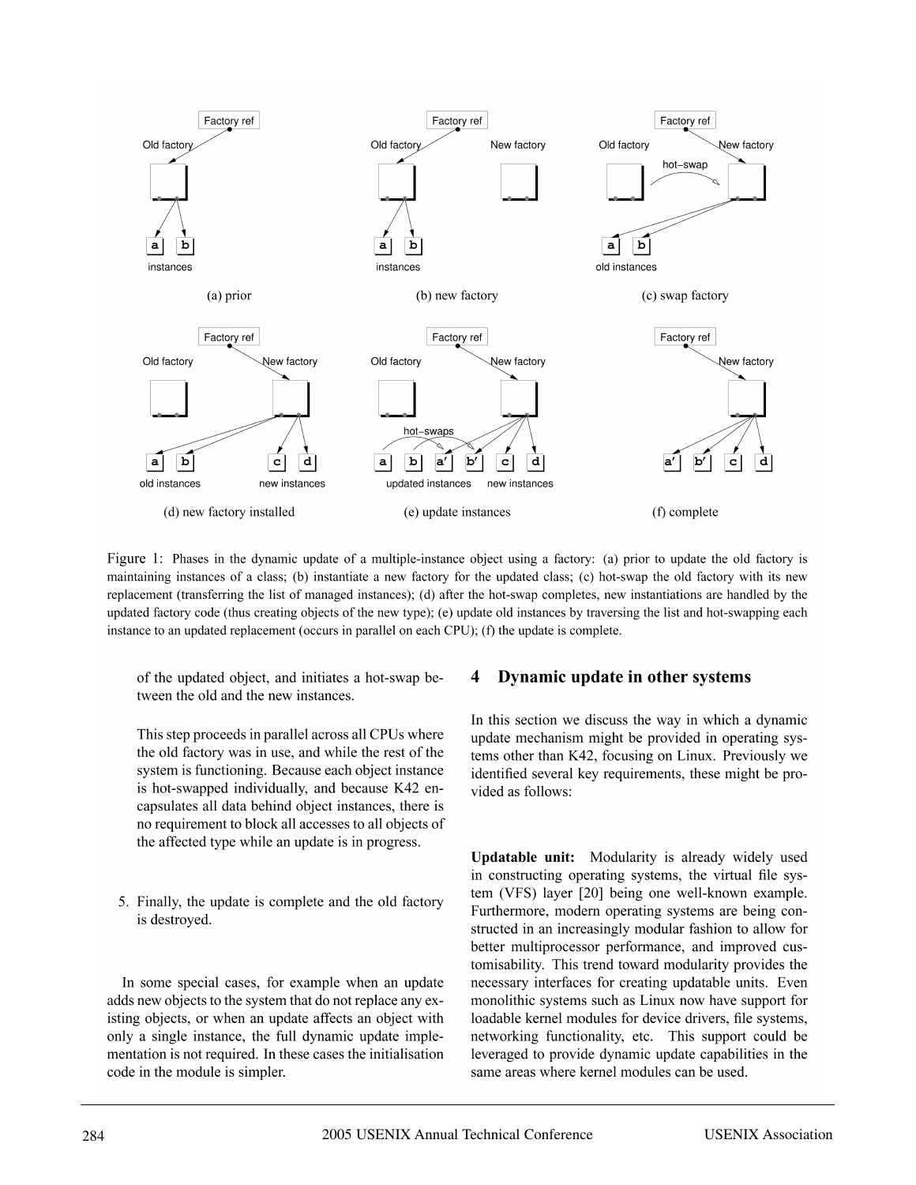Figure 1: Phases in the dynamic update of a multiple-instance object using a factory: (a) prior to update the old factory is maintaining instances of a class; (b) instantiate a new factory for the updated class; (c) hot-swap the old factory with its new replacement (transferring the list of managed instances); (d) after the hot-swap completes, new instantiations are handled by the updated factory code (thus creating objects of the new type); (e) update old instances by traversing the list and hot-swapping each instance to an updated replacement (occurs in parallel on each CPU); (f) the update is complete.

of the updated object, and initiates a hot-swap between the old and the new instances.

This step proceeds in parallel across all CPUs where the old factory was in use, and while the rest of the system is functioning. Because each object instance is hot-swapped individually, and because K42 encapsulates all data behind object instances, there is no requirement to block all accesses to all objects of the affected type while an update is in progress.

5. Finally, the update is complete and the old factory is destroyed.

In some special cases, for example when an update adds new objects to the system that do not replace any existing objects, or when an update affects an object with only a single instance, the full dynamic update implementation is not required. In these cases the initialisation code in the module is simpler.

## 4 Dynamic update in other systems

In this section we discuss the way in which a dynamic update mechanism might be provided in operating systems other than K42, focusing on Linux. Previously we identified several key requirements, these might be provided as follows:

**Updatable unit:** Modularity is already widely used in constructing operating systems, the virtual file system (VFS) layer [20] being one well-known example. Furthermore, modern operating systems are being constructed in an increasingly modular fashion to allow for better multiprocessor performance, and improved customisability. This trend toward modularity provides the necessary interfaces for creating updatable units. Even monolithic systems such as Linux now have support for loadable kernel modules for device drivers, file systems, networking functionality, etc. This support could be leveraged to provide dynamic update capabilities in the same areas where kernel modules can be used.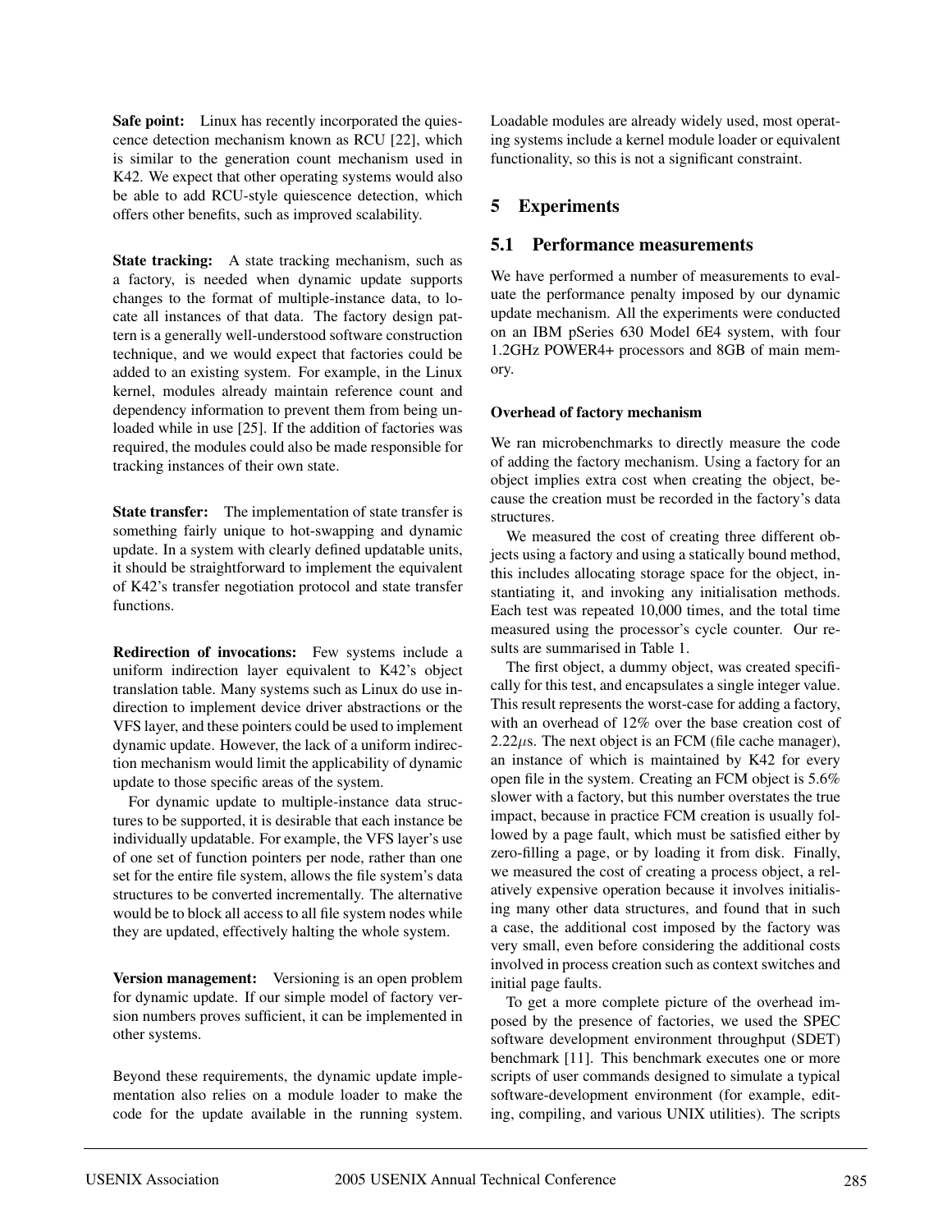**Safe point:** Linux has recently incorporated the quiescence detection mechanism known as RCU [22], which is similar to the generation count mechanism used in K42. We expect that other operating systems would also be able to add RCU-style quiescence detection, which offers other benefits, such as improved scalability.

**State tracking:** A state tracking mechanism, such as a factory, is needed when dynamic update supports changes to the format of multiple-instance data, to locate all instances of that data. The factory design pattern is a generally well-understood software construction technique, and we would expect that factories could be added to an existing system. For example, in the Linux kernel, modules already maintain reference count and dependency information to prevent them from being unloaded while in use [25]. If the addition of factories was required, the modules could also be made responsible for tracking instances of their own state.

**State transfer:** The implementation of state transfer is something fairly unique to hot-swapping and dynamic update. In a system with clearly defined updatable units, it should be straightforward to implement the equivalent of K42's transfer negotiation protocol and state transfer functions.

**Redirection of invocations:** Few systems include a uniform indirection layer equivalent to K42's object translation table. Many systems such as Linux do use indirection to implement device driver abstractions or the VFS layer, and these pointers could be used to implement dynamic update. However, the lack of a uniform indirection mechanism would limit the applicability of dynamic update to those specific areas of the system.

For dynamic update to multiple-instance data structures to be supported, it is desirable that each instance be individually updatable. For example, the VFS layer's use of one set of function pointers per node, rather than one set for the entire file system, allows the file system's data structures to be converted incrementally. The alternative would be to block all access to all file system nodes while they are updated, effectively halting the whole system.

**Version management:** Versioning is an open problem for dynamic update. If our simple model of factory version numbers proves sufficient, it can be implemented in other systems.

Beyond these requirements, the dynamic update implementation also relies on a module loader to make the code for the update available in the running system. Loadable modules are already widely used, most operating systems include a kernel module loader or equivalent functionality, so this is not a significant constraint.

## 5 Experiments

### 5.1 Performance measurements

We have performed a number of measurements to evaluate the performance penalty imposed by our dynamic update mechanism. All the experiments were conducted on an IBM pSeries 630 Model 6E4 system, with four 1.2GHz POWER4+ processors and 8GB of main memory.

#### Overhead of factory mechanism

We ran microbenchmarks to directly measure the code of adding the factory mechanism. Using a factory for an object implies extra cost when creating the object, because the creation must be recorded in the factory's data structures.

We measured the cost of creating three different objects using a factory and using a statically bound method, this includes allocating storage space for the object, instantiating it, and invoking any initialisation methods. Each test was repeated 10,000 times, and the total time measured using the processor's cycle counter. Our results are summarised in Table 1.

The first object, a dummy object, was created specifically for this test, and encapsulates a single integer value. This result represents the worst-case for adding a factory, with an overhead of 12% over the base creation cost of $2.22\mu$s. The next object is an FCM (file cache manager), an instance of which is maintained by K42 for every open file in the system. Creating an FCM object is 5.6% slower with a factory, but this number overstates the true impact, because in practice FCM creation is usually followed by a page fault, which must be satisfied either by zero-filling a page, or by loading it from disk. Finally, we measured the cost of creating a process object, a relatively expensive operation because it involves initialising many other data structures, and found that in such a case, the additional cost imposed by the factory was very small, even before considering the additional costs involved in process creation such as context switches and initial page faults.

To get a more complete picture of the overhead imposed by the presence of factories, we used the SPEC software development environment throughput (SDET) benchmark [11]. This benchmark executes one or more scripts of user commands designed to simulate a typical software-development environment (for example, editing, compiling, and various UNIX utilities). The scripts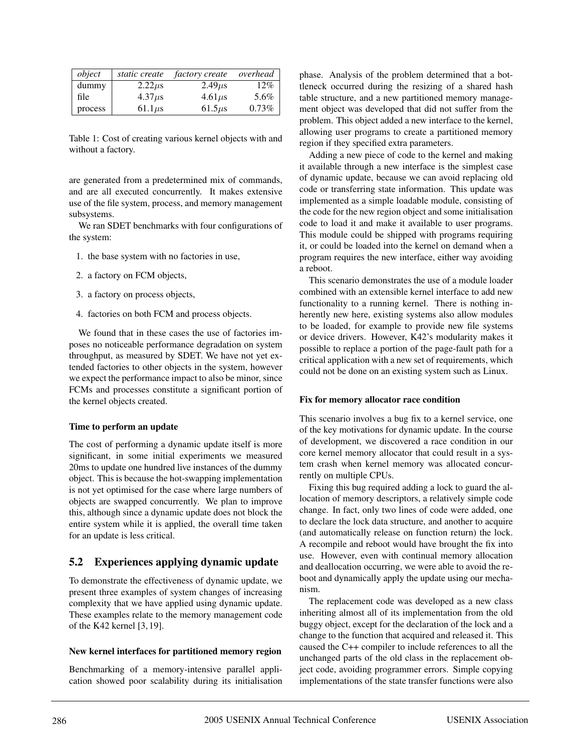| *object* | *static create* | *factory create* | *overhead* |
|---|---|---|---|
| dummy | 2.22$\mu$s | 2.49$\mu$s | 12% |
| file | 4.37$\mu$s | 4.61$\mu$s | 5.6% |
| process | 61.1$\mu$s | 61.5$\mu$s | 0.73% |

Table 1: Cost of creating various kernel objects with and without a factory.

are generated from a predetermined mix of commands, and are all executed concurrently. It makes extensive use of the file system, process, and memory management subsystems.

We ran SDET benchmarks with four configurations of the system:

1. the base system with no factories in use,
2. a factory on FCM objects,
3. a factory on process objects,
4. factories on both FCM and process objects.

We found that in these cases the use of factories imposes no noticeable performance degradation on system throughput, as measured by SDET. We have not yet extended factories to other objects in the system, however we expect the performance impact to also be minor, since FCMs and processes constitute a significant portion of the kernel objects created.

**Time to perform an update**

The cost of performing a dynamic update itself is more significant, in some initial experiments we measured 20ms to update one hundred live instances of the dummy object. This is because the hot-swapping implementation is not yet optimised for the case where large numbers of objects are swapped concurrently. We plan to improve this, although since a dynamic update does not block the entire system while it is applied, the overall time taken for an update is less critical.

## 5.2 Experiences applying dynamic update

To demonstrate the effectiveness of dynamic update, we present three examples of system changes of increasing complexity that we have applied using dynamic update. These examples relate to the memory management code of the K42 kernel [3, 19].

**New kernel interfaces for partitioned memory region**

Benchmarking of a memory-intensive parallel application showed poor scalability during its initialisation phase. Analysis of the problem determined that a bottleneck occurred during the resizing of a shared hash table structure, and a new partitioned memory management object was developed that did not suffer from the problem. This object added a new interface to the kernel, allowing user programs to create a partitioned memory region if they specified extra parameters.

Adding a new piece of code to the kernel and making it available through a new interface is the simplest case of dynamic update, because we can avoid replacing old code or transferring state information. This update was implemented as a simple loadable module, consisting of the code for the new region object and some initialisation code to load it and make it available to user programs. This module could be shipped with programs requiring it, or could be loaded into the kernel on demand when a program requires the new interface, either way avoiding a reboot.

This scenario demonstrates the use of a module loader combined with an extensible kernel interface to add new functionality to a running kernel. There is nothing inherently new here, existing systems also allow modules to be loaded, for example to provide new file systems or device drivers. However, K42's modularity makes it possible to replace a portion of the page-fault path for a critical application with a new set of requirements, which could not be done on an existing system such as Linux.

**Fix for memory allocator race condition**

This scenario involves a bug fix to a kernel service, one of the key motivations for dynamic update. In the course of development, we discovered a race condition in our core kernel memory allocator that could result in a system crash when kernel memory was allocated concurrently on multiple CPUs.

Fixing this bug required adding a lock to guard the allocation of memory descriptors, a relatively simple code change. In fact, only two lines of code were added, one to declare the lock data structure, and another to acquire (and automatically release on function return) the lock. A recompile and reboot would have brought the fix into use. However, even with continual memory allocation and deallocation occurring, we were able to avoid the reboot and dynamically apply the update using our mechanism.

The replacement code was developed as a new class inheriting almost all of its implementation from the old buggy object, except for the declaration of the lock and a change to the function that acquired and released it. This caused the C++ compiler to include references to all the unchanged parts of the old class in the replacement object code, avoiding programmer errors. Simple copying implementations of the state transfer functions were also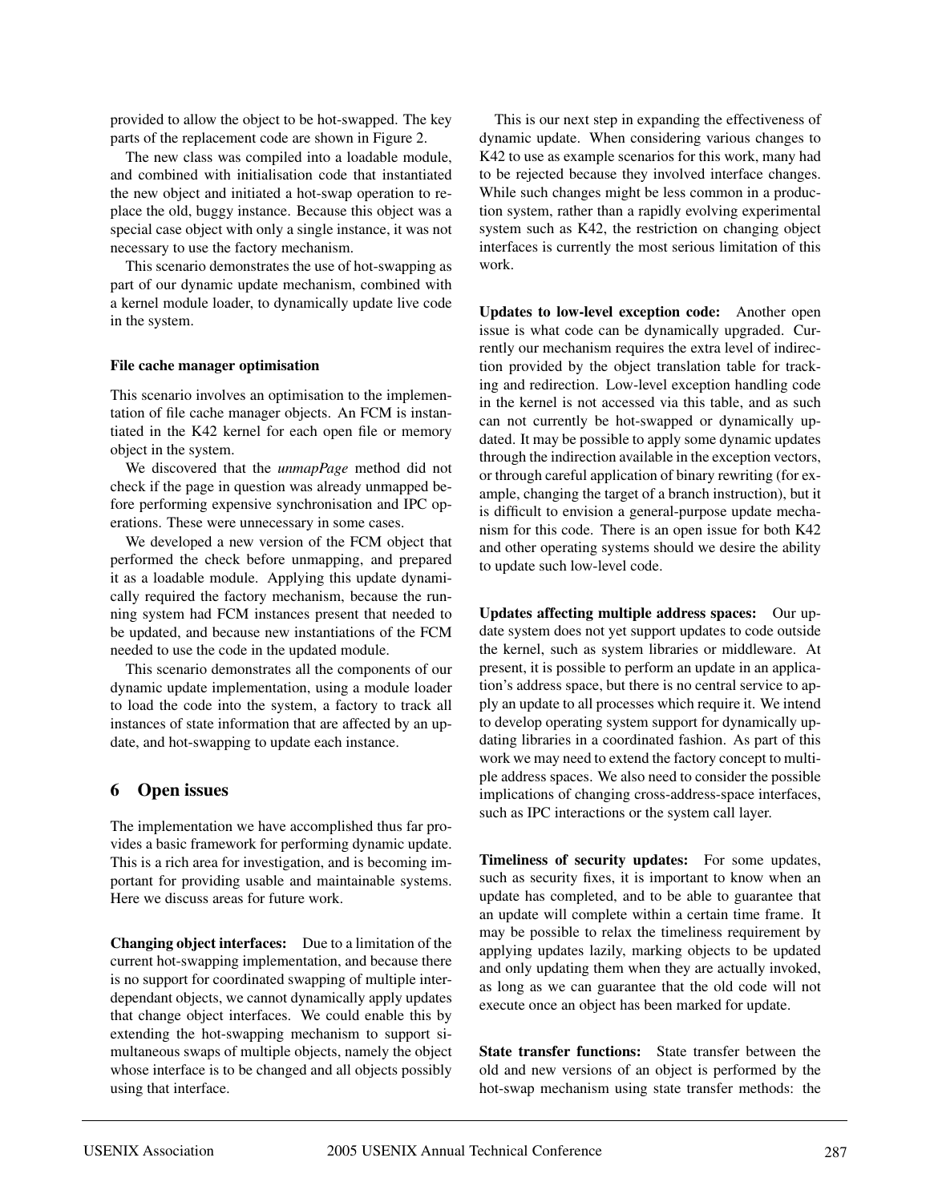provided to allow the object to be hot-swapped. The key parts of the replacement code are shown in Figure 2.

The new class was compiled into a loadable module, and combined with initialisation code that instantiated the new object and initiated a hot-swap operation to replace the old, buggy instance. Because this object was a special case object with only a single instance, it was not necessary to use the factory mechanism.

This scenario demonstrates the use of hot-swapping as part of our dynamic update mechanism, combined with a kernel module loader, to dynamically update live code in the system.

#### File cache manager optimisation

This scenario involves an optimisation to the implementation of file cache manager objects. An FCM is instantiated in the K42 kernel for each open file or memory object in the system.

We discovered that the *unmapPage* method did not check if the page in question was already unmapped before performing expensive synchronisation and IPC operations. These were unnecessary in some cases.

We developed a new version of the FCM object that performed the check before unmapping, and prepared it as a loadable module. Applying this update dynamically required the factory mechanism, because the running system had FCM instances present that needed to be updated, and because new instantiations of the FCM needed to use the code in the updated module.

This scenario demonstrates all the components of our dynamic update implementation, using a module loader to load the code into the system, a factory to track all instances of state information that are affected by an update, and hot-swapping to update each instance.

## 6 Open issues

The implementation we have accomplished thus far provides a basic framework for performing dynamic update. This is a rich area for investigation, and is becoming important for providing usable and maintainable systems. Here we discuss areas for future work.

**Changing object interfaces:** Due to a limitation of the current hot-swapping implementation, and because there is no support for coordinated swapping of multiple interdependant objects, we cannot dynamically apply updates that change object interfaces. We could enable this by extending the hot-swapping mechanism to support simultaneous swaps of multiple objects, namely the object whose interface is to be changed and all objects possibly using that interface.

This is our next step in expanding the effectiveness of dynamic update. When considering various changes to K42 to use as example scenarios for this work, many had to be rejected because they involved interface changes. While such changes might be less common in a production system, rather than a rapidly evolving experimental system such as K42, the restriction on changing object interfaces is currently the most serious limitation of this work.

**Updates to low-level exception code:** Another open issue is what code can be dynamically upgraded. Currently our mechanism requires the extra level of indirection provided by the object translation table for tracking and redirection. Low-level exception handling code in the kernel is not accessed via this table, and as such can not currently be hot-swapped or dynamically updated. It may be possible to apply some dynamic updates through the indirection available in the exception vectors, or through careful application of binary rewriting (for example, changing the target of a branch instruction), but it is difficult to envision a general-purpose update mechanism for this code. There is an open issue for both K42 and other operating systems should we desire the ability to update such low-level code.

**Updates affecting multiple address spaces:** Our update system does not yet support updates to code outside the kernel, such as system libraries or middleware. At present, it is possible to perform an update in an application's address space, but there is no central service to apply an update to all processes which require it. We intend to develop operating system support for dynamically updating libraries in a coordinated fashion. As part of this work we may need to extend the factory concept to multiple address spaces. We also need to consider the possible implications of changing cross-address-space interfaces, such as IPC interactions or the system call layer.

**Timeliness of security updates:** For some updates, such as security fixes, it is important to know when an update has completed, and to be able to guarantee that an update will complete within a certain time frame. It may be possible to relax the timeliness requirement by applying updates lazily, marking objects to be updated and only updating them when they are actually invoked, as long as we can guarantee that the old code will not execute once an object has been marked for update.

**State transfer functions:** State transfer between the old and new versions of an object is performed by the hot-swap mechanism using state transfer methods: the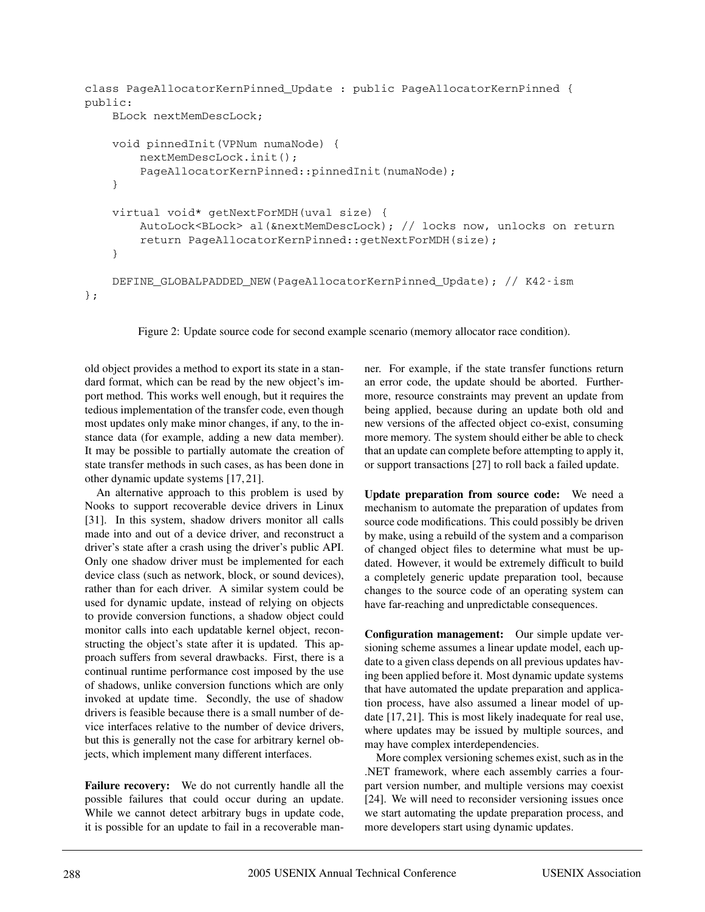```
class PageAllocatorKernPinned_Update : public PageAllocatorKernPinned {
public:
    BLock nextMemDescLock;

    void pinnedInit(VPNum numaNode) {
        nextMemDescLock.init();
        PageAllocatorKernPinned::pinnedInit(numaNode);
    }

    virtual void* getNextForMDH(uval size) {
        AutoLock<BLock> al(&nextMemDescLock); // locks now, unlocks on return
        return PageAllocatorKernPinned::getNextForMDH(size);
    }

    DEFINE_GLOBALPADDED_NEW(PageAllocatorKernPinned_Update); // K42-ism
};
```

Figure 2: Update source code for second example scenario (memory allocator race condition).

old object provides a method to export its state in a standard format, which can be read by the new object's import method. This works well enough, but it requires the tedious implementation of the transfer code, even though most updates only make minor changes, if any, to the instance data (for example, adding a new data member). It may be possible to partially automate the creation of state transfer methods in such cases, as has been done in other dynamic update systems [17, 21].

An alternative approach to this problem is used by Nooks to support recoverable device drivers in Linux [31]. In this system, shadow drivers monitor all calls made into and out of a device driver, and reconstruct a driver's state after a crash using the driver's public API. Only one shadow driver must be implemented for each device class (such as network, block, or sound devices), rather than for each driver. A similar system could be used for dynamic update, instead of relying on objects to provide conversion functions, a shadow object could monitor calls into each updatable kernel object, reconstructing the object's state after it is updated. This approach suffers from several drawbacks. First, there is a continual runtime performance cost imposed by the use of shadows, unlike conversion functions which are only invoked at update time. Secondly, the use of shadow drivers is feasible because there is a small number of device interfaces relative to the number of device drivers, but this is generally not the case for arbitrary kernel objects, which implement many different interfaces.

**Failure recovery:** We do not currently handle all the possible failures that could occur during an update. While we cannot detect arbitrary bugs in update code, it is possible for an update to fail in a recoverable manner. For example, if the state transfer functions return an error code, the update should be aborted. Furthermore, resource constraints may prevent an update from being applied, because during an update both old and new versions of the affected object co-exist, consuming more memory. The system should either be able to check that an update can complete before attempting to apply it, or support transactions [27] to roll back a failed update.

**Update preparation from source code:** We need a mechanism to automate the preparation of updates from source code modifications. This could possibly be driven by make, using a rebuild of the system and a comparison of changed object files to determine what must be updated. However, it would be extremely difficult to build a completely generic update preparation tool, because changes to the source code of an operating system can have far-reaching and unpredictable consequences.

**Configuration management:** Our simple update versioning scheme assumes a linear update model, each update to a given class depends on all previous updates having been applied before it. Most dynamic update systems that have automated the update preparation and application process, have also assumed a linear model of update [17, 21]. This is most likely inadequate for real use, where updates may be issued by multiple sources, and may have complex interdependencies.

More complex versioning schemes exist, such as in the .NET framework, where each assembly carries a four-part version number, and multiple versions may coexist [24]. We will need to reconsider versioning issues once we start automating the update preparation process, and more developers start using dynamic updates.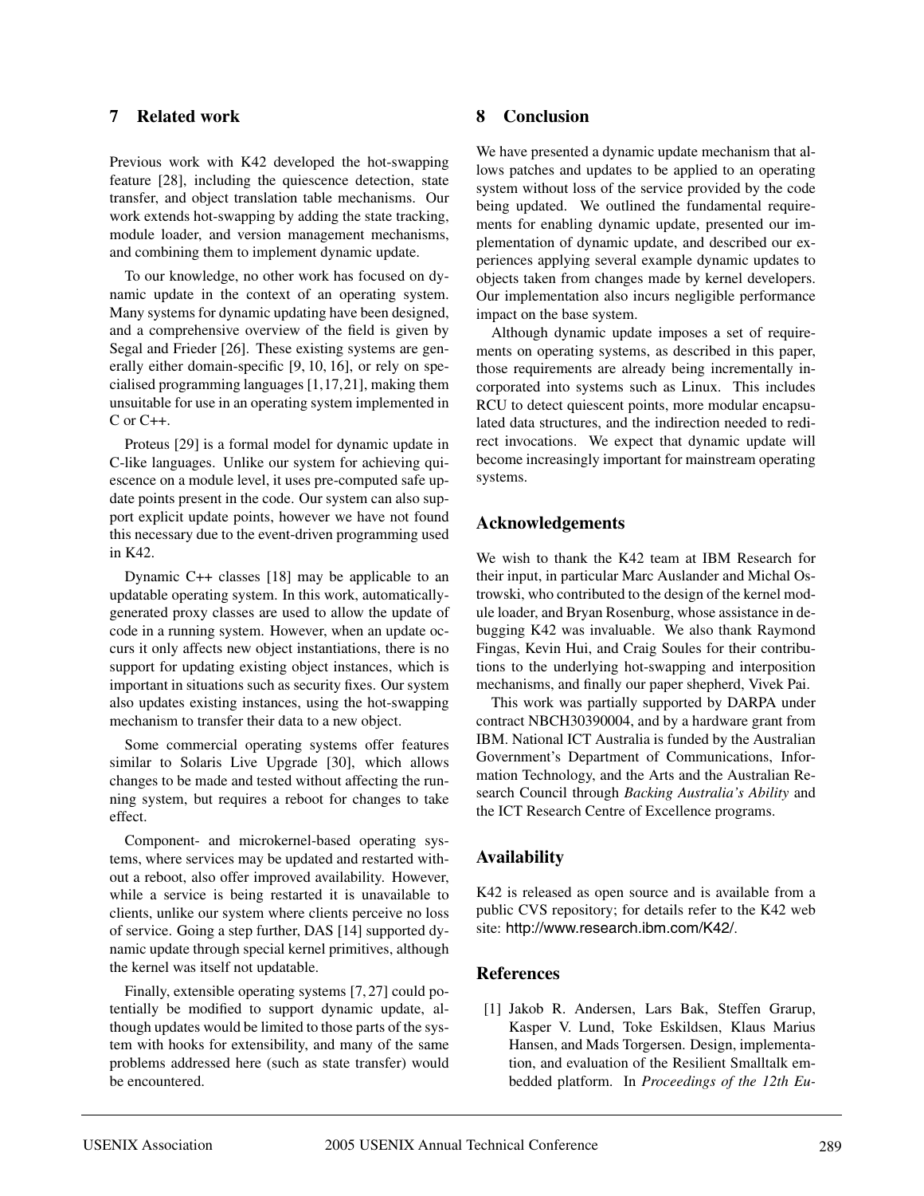## 7 Related work

Previous work with K42 developed the hot-swapping feature [28], including the quiescence detection, state transfer, and object translation table mechanisms. Our work extends hot-swapping by adding the state tracking, module loader, and version management mechanisms, and combining them to implement dynamic update.

To our knowledge, no other work has focused on dynamic update in the context of an operating system. Many systems for dynamic updating have been designed, and a comprehensive overview of the field is given by Segal and Frieder [26]. These existing systems are generally either domain-specific [9, 10, 16], or rely on specialised programming languages [1,17,21], making them unsuitable for use in an operating system implemented in C or C++.

Proteus [29] is a formal model for dynamic update in C-like languages. Unlike our system for achieving quiescence on a module level, it uses pre-computed safe update points present in the code. Our system can also support explicit update points, however we have not found this necessary due to the event-driven programming used in K42.

Dynamic C++ classes [18] may be applicable to an updatable operating system. In this work, automatically-generated proxy classes are used to allow the update of code in a running system. However, when an update occurs it only affects new object instantiations, there is no support for updating existing object instances, which is important in situations such as security fixes. Our system also updates existing instances, using the hot-swapping mechanism to transfer their data to a new object.

Some commercial operating systems offer features similar to Solaris Live Upgrade [30], which allows changes to be made and tested without affecting the running system, but requires a reboot for changes to take effect.

Component- and microkernel-based operating systems, where services may be updated and restarted without a reboot, also offer improved availability. However, while a service is being restarted it is unavailable to clients, unlike our system where clients perceive no loss of service. Going a step further, DAS [14] supported dynamic update through special kernel primitives, although the kernel was itself not updatable.

Finally, extensible operating systems [7, 27] could potentially be modified to support dynamic update, although updates would be limited to those parts of the system with hooks for extensibility, and many of the same problems addressed here (such as state transfer) would be encountered.

## 8 Conclusion

We have presented a dynamic update mechanism that allows patches and updates to be applied to an operating system without loss of the service provided by the code being updated. We outlined the fundamental requirements for enabling dynamic update, presented our implementation of dynamic update, and described our experiences applying several example dynamic updates to objects taken from changes made by kernel developers. Our implementation also incurs negligible performance impact on the base system.

Although dynamic update imposes a set of requirements on operating systems, as described in this paper, those requirements are already being incrementally incorporated into systems such as Linux. This includes RCU to detect quiescent points, more modular encapsulated data structures, and the indirection needed to redirect invocations. We expect that dynamic update will become increasingly important for mainstream operating systems.

## Acknowledgements

We wish to thank the K42 team at IBM Research for their input, in particular Marc Auslander and Michal Ostrowski, who contributed to the design of the kernel module loader, and Bryan Rosenburg, whose assistance in debugging K42 was invaluable. We also thank Raymond Fingas, Kevin Hui, and Craig Soules for their contributions to the underlying hot-swapping and interposition mechanisms, and finally our paper shepherd, Vivek Pai.

This work was partially supported by DARPA under contract NBCH30390004, and by a hardware grant from IBM. National ICT Australia is funded by the Australian Government's Department of Communications, Information Technology, and the Arts and the Australian Research Council through *Backing Australia's Ability* and the ICT Research Centre of Excellence programs.

## Availability

K42 is released as open source and is available from a public CVS repository; for details refer to the K42 web site: http://www.research.ibm.com/K42/.

## References

[1] Jakob R. Andersen, Lars Bak, Steffen Grarup, Kasper V. Lund, Toke Eskildsen, Klaus Marius Hansen, and Mads Torgersen. Design, implementation, and evaluation of the Resilient Smalltalk embedded platform. In *Proceedings of the 12th Eu-*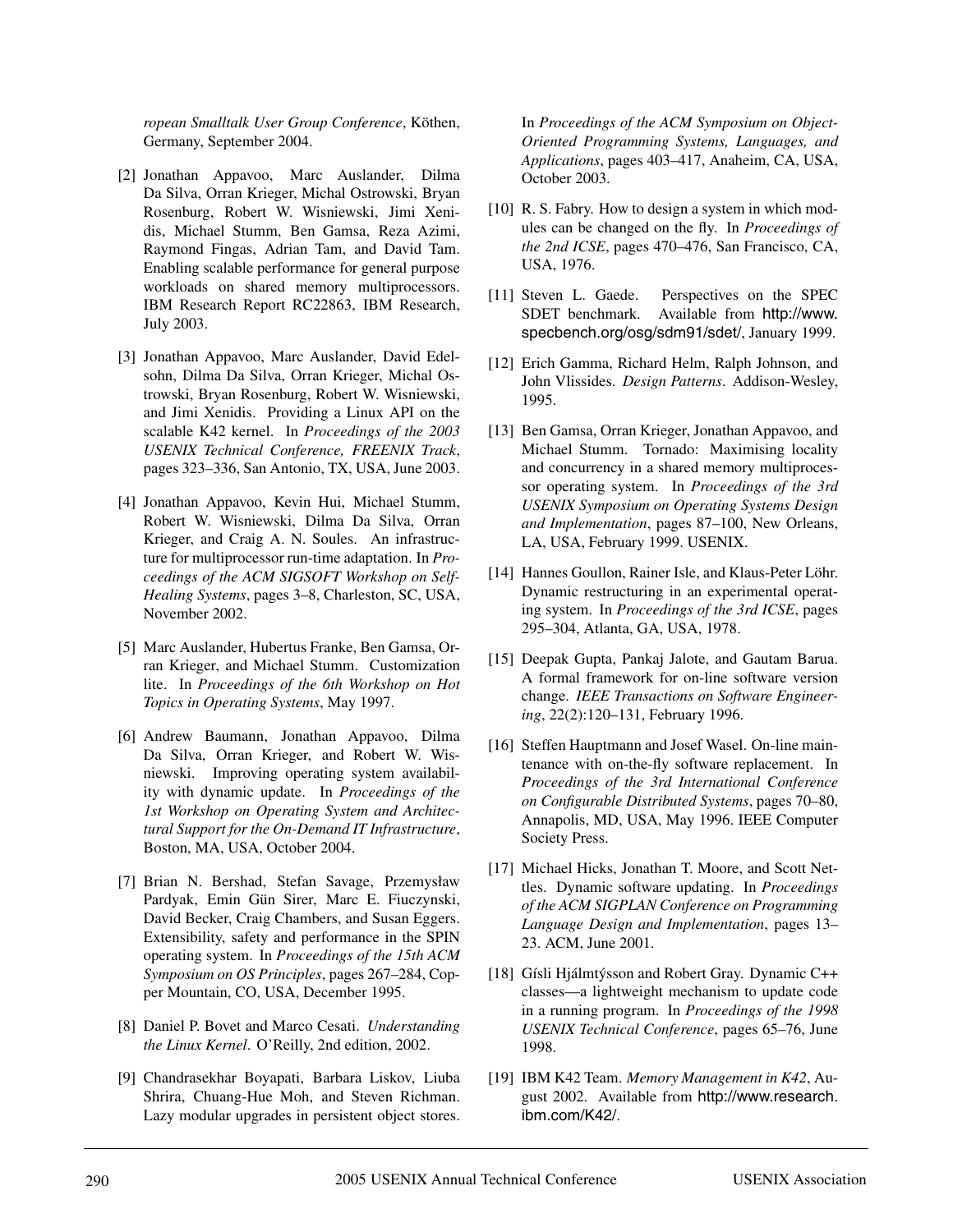*ropean Smalltalk User Group Conference*, Köthen, Germany, September 2004.

[2] Jonathan Appavoo, Marc Auslander, Dilma Da Silva, Orran Krieger, Michal Ostrowski, Bryan Rosenburg, Robert W. Wisniewski, Jimi Xenidis, Michael Stumm, Ben Gamsa, Reza Azimi, Raymond Fingas, Adrian Tam, and David Tam. Enabling scalable performance for general purpose workloads on shared memory multiprocessors. IBM Research Report RC22863, IBM Research, July 2003.

[3] Jonathan Appavoo, Marc Auslander, David Edelsohn, Dilma Da Silva, Orran Krieger, Michal Ostrowski, Bryan Rosenburg, Robert W. Wisniewski, and Jimi Xenidis. Providing a Linux API on the scalable K42 kernel. In *Proceedings of the 2003 USENIX Technical Conference, FREENIX Track*, pages 323–336, San Antonio, TX, USA, June 2003.

[4] Jonathan Appavoo, Kevin Hui, Michael Stumm, Robert W. Wisniewski, Dilma Da Silva, Orran Krieger, and Craig A. N. Soules. An infrastructure for multiprocessor run-time adaptation. In *Proceedings of the ACM SIGSOFT Workshop on Self-Healing Systems*, pages 3–8, Charleston, SC, USA, November 2002.

[5] Marc Auslander, Hubertus Franke, Ben Gamsa, Orran Krieger, and Michael Stumm. Customization lite. In *Proceedings of the 6th Workshop on Hot Topics in Operating Systems*, May 1997.

[6] Andrew Baumann, Jonathan Appavoo, Dilma Da Silva, Orran Krieger, and Robert W. Wisniewski. Improving operating system availability with dynamic update. In *Proceedings of the 1st Workshop on Operating System and Architectural Support for the On-Demand IT Infrastructure*, Boston, MA, USA, October 2004.

[7] Brian N. Bershad, Stefan Savage, Przemysław Pardyak, Emin Gün Sirer, Marc E. Fiuczynski, David Becker, Craig Chambers, and Susan Eggers. Extensibility, safety and performance in the SPIN operating system. In *Proceedings of the 15th ACM Symposium on OS Principles*, pages 267–284, Copper Mountain, CO, USA, December 1995.

[8] Daniel P. Bovet and Marco Cesati. *Understanding the Linux Kernel*. O'Reilly, 2nd edition, 2002.

[9] Chandrasekhar Boyapati, Barbara Liskov, Liuba Shrira, Chuang-Hue Moh, and Steven Richman. Lazy modular upgrades in persistent object stores. In *Proceedings of the ACM Symposium on Object-Oriented Programming Systems, Languages, and Applications*, pages 403–417, Anaheim, CA, USA, October 2003.

[10] R. S. Fabry. How to design a system in which modules can be changed on the fly. In *Proceedings of the 2nd ICSE*, pages 470–476, San Francisco, CA, USA, 1976.

[11] Steven L. Gaede. Perspectives on the SPEC SDET benchmark. Available from http://www.specbench.org/osg/sdm91/sdet/, January 1999.

[12] Erich Gamma, Richard Helm, Ralph Johnson, and John Vlissides. *Design Patterns*. Addison-Wesley, 1995.

[13] Ben Gamsa, Orran Krieger, Jonathan Appavoo, and Michael Stumm. Tornado: Maximising locality and concurrency in a shared memory multiprocessor operating system. In *Proceedings of the 3rd USENIX Symposium on Operating Systems Design and Implementation*, pages 87–100, New Orleans, LA, USA, February 1999. USENIX.

[14] Hannes Goullon, Rainer Isle, and Klaus-Peter Löhr. Dynamic restructuring in an experimental operating system. In *Proceedings of the 3rd ICSE*, pages 295–304, Atlanta, GA, USA, 1978.

[15] Deepak Gupta, Pankaj Jalote, and Gautam Barua. A formal framework for on-line software version change. *IEEE Transactions on Software Engineering*, 22(2):120–131, February 1996.

[16] Steffen Hauptmann and Josef Wasel. On-line maintenance with on-the-fly software replacement. In *Proceedings of the 3rd International Conference on Configurable Distributed Systems*, pages 70–80, Annapolis, MD, USA, May 1996. IEEE Computer Society Press.

[17] Michael Hicks, Jonathan T. Moore, and Scott Nettles. Dynamic software updating. In *Proceedings of the ACM SIGPLAN Conference on Programming Language Design and Implementation*, pages 13–23. ACM, June 2001.

[18] Gísli Hjálmtýsson and Robert Gray. Dynamic C++ classes—a lightweight mechanism to update code in a running program. In *Proceedings of the 1998 USENIX Technical Conference*, pages 65–76, June 1998.

[19] IBM K42 Team. *Memory Management in K42*, August 2002. Available from http://www.research.ibm.com/K42/.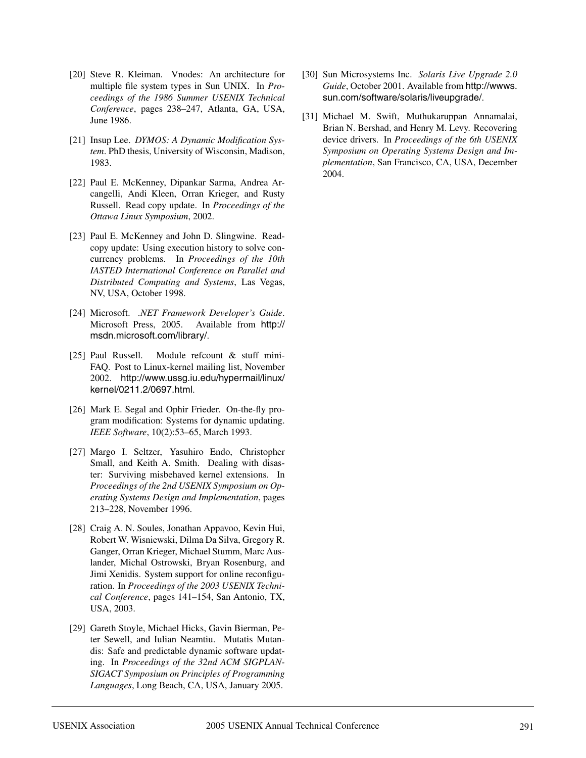[20] Steve R. Kleiman. Vnodes: An architecture for multiple file system types in Sun UNIX. In *Proceedings of the 1986 Summer USENIX Technical Conference*, pages 238–247, Atlanta, GA, USA, June 1986.

[21] Insup Lee. *DYMOS: A Dynamic Modification System*. PhD thesis, University of Wisconsin, Madison, 1983.

[22] Paul E. McKenney, Dipankar Sarma, Andrea Arcangelli, Andi Kleen, Orran Krieger, and Rusty Russell. Read copy update. In *Proceedings of the Ottawa Linux Symposium*, 2002.

[23] Paul E. McKenney and John D. Slingwine. Read-copy update: Using execution history to solve concurrency problems. In *Proceedings of the 10th IASTED International Conference on Parallel and Distributed Computing and Systems*, Las Vegas, NV, USA, October 1998.

[24] Microsoft. *.NET Framework Developer's Guide*. Microsoft Press, 2005. Available from http://msdn.microsoft.com/library/.

[25] Paul Russell. Module refcount & stuff mini-FAQ. Post to Linux-kernel mailing list, November 2002. http://www.ussg.iu.edu/hypermail/linux/kernel/0211.2/0697.html.

[26] Mark E. Segal and Ophir Frieder. On-the-fly program modification: Systems for dynamic updating. *IEEE Software*, 10(2):53–65, March 1993.

[27] Margo I. Seltzer, Yasuhiro Endo, Christopher Small, and Keith A. Smith. Dealing with disaster: Surviving misbehaved kernel extensions. In *Proceedings of the 2nd USENIX Symposium on Operating Systems Design and Implementation*, pages 213–228, November 1996.

[28] Craig A. N. Soules, Jonathan Appavoo, Kevin Hui, Robert W. Wisniewski, Dilma Da Silva, Gregory R. Ganger, Orran Krieger, Michael Stumm, Marc Auslander, Michal Ostrowski, Bryan Rosenburg, and Jimi Xenidis. System support for online reconfiguration. In *Proceedings of the 2003 USENIX Technical Conference*, pages 141–154, San Antonio, TX, USA, 2003.

[29] Gareth Stoyle, Michael Hicks, Gavin Bierman, Peter Sewell, and Iulian Neamtiu. Mutatis Mutandis: Safe and predictable dynamic software updating. In *Proceedings of the 32nd ACM SIGPLAN-SIGACT Symposium on Principles of Programming Languages*, Long Beach, CA, USA, January 2005.

[30] Sun Microsystems Inc. *Solaris Live Upgrade 2.0 Guide*, October 2001. Available from http://wwws.sun.com/software/solaris/liveupgrade/.

[31] Michael M. Swift, Muthukaruppan Annamalai, Brian N. Bershad, and Henry M. Levy. Recovering device drivers. In *Proceedings of the 6th USENIX Symposium on Operating Systems Design and Implementation*, San Francisco, CA, USA, December 2004.